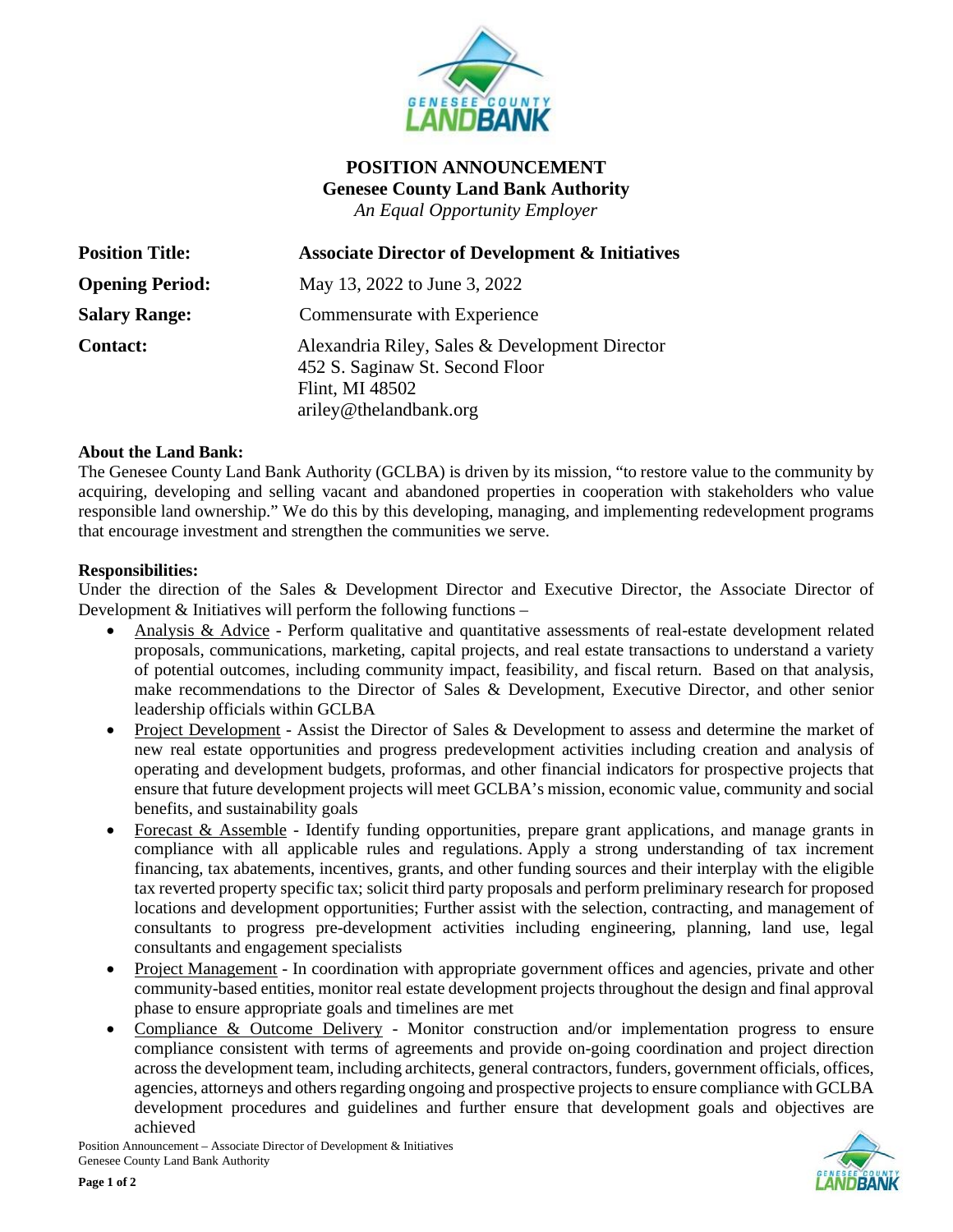**POSITION ANNOUNCEMENT**
**Genesee County Land Bank Authority**
*An Equal Opportunity Employer*

| | |
|---|---|
| **Position Title:** | **Associate Director of Development & Initiatives** |
| **Opening Period:** | May 13, 2022 to June 3, 2022 |
| **Salary Range:** | Commensurate with Experience |
| **Contact:** | Alexandria Riley, Sales & Development Director<br>452 S. Saginaw St. Second Floor<br>Flint, MI 48502<br>ariley@thelandbank.org |

**About the Land Bank:**
The Genesee County Land Bank Authority (GCLBA) is driven by its mission, "to restore value to the community by acquiring, developing and selling vacant and abandoned properties in cooperation with stakeholders who value responsible land ownership." We do this by this developing, managing, and implementing redevelopment programs that encourage investment and strengthen the communities we serve.

**Responsibilities:**
Under the direction of the Sales & Development Director and Executive Director, the Associate Director of Development & Initiatives will perform the following functions –

- Analysis & Advice - Perform qualitative and quantitative assessments of real-estate development related proposals, communications, marketing, capital projects, and real estate transactions to understand a variety of potential outcomes, including community impact, feasibility, and fiscal return. Based on that analysis, make recommendations to the Director of Sales & Development, Executive Director, and other senior leadership officials within GCLBA
- Project Development - Assist the Director of Sales & Development to assess and determine the market of new real estate opportunities and progress predevelopment activities including creation and analysis of operating and development budgets, proformas, and other financial indicators for prospective projects that ensure that future development projects will meet GCLBA's mission, economic value, community and social benefits, and sustainability goals
- Forecast & Assemble - Identify funding opportunities, prepare grant applications, and manage grants in compliance with all applicable rules and regulations. Apply a strong understanding of tax increment financing, tax abatements, incentives, grants, and other funding sources and their interplay with the eligible tax reverted property specific tax; solicit third party proposals and perform preliminary research for proposed locations and development opportunities; Further assist with the selection, contracting, and management of consultants to progress pre-development activities including engineering, planning, land use, legal consultants and engagement specialists
- Project Management - In coordination with appropriate government offices and agencies, private and other community-based entities, monitor real estate development projects throughout the design and final approval phase to ensure appropriate goals and timelines are met
- Compliance & Outcome Delivery - Monitor construction and/or implementation progress to ensure compliance consistent with terms of agreements and provide on-going coordination and project direction across the development team, including architects, general contractors, funders, government officials, offices, agencies, attorneys and others regarding ongoing and prospective projects to ensure compliance with GCLBA development procedures and guidelines and further ensure that development goals and objectives are achieved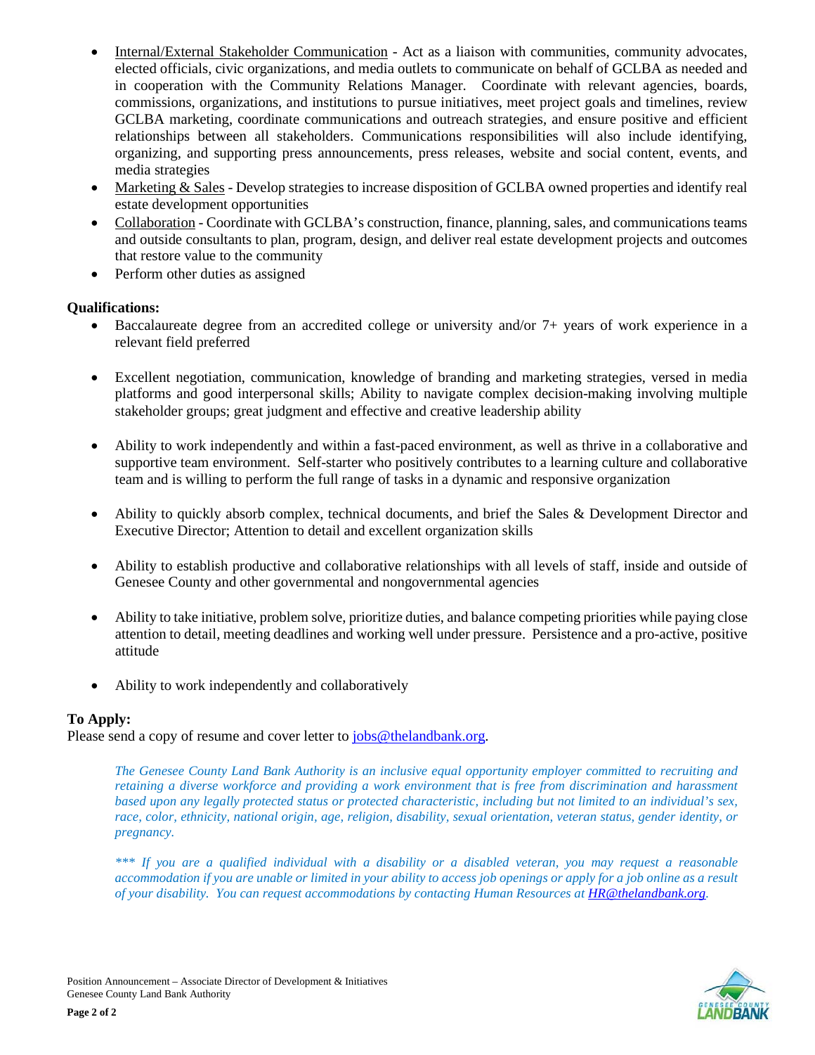- Internal/External Stakeholder Communication - Act as a liaison with communities, community advocates, elected officials, civic organizations, and media outlets to communicate on behalf of GCLBA as needed and in cooperation with the Community Relations Manager. Coordinate with relevant agencies, boards, commissions, organizations, and institutions to pursue initiatives, meet project goals and timelines, review GCLBA marketing, coordinate communications and outreach strategies, and ensure positive and efficient relationships between all stakeholders. Communications responsibilities will also include identifying, organizing, and supporting press announcements, press releases, website and social content, events, and media strategies
- Marketing & Sales - Develop strategies to increase disposition of GCLBA owned properties and identify real estate development opportunities
- Collaboration - Coordinate with GCLBA's construction, finance, planning, sales, and communications teams and outside consultants to plan, program, design, and deliver real estate development projects and outcomes that restore value to the community
- Perform other duties as assigned

**Qualifications:**

- Baccalaureate degree from an accredited college or university and/or 7+ years of work experience in a relevant field preferred
- Excellent negotiation, communication, knowledge of branding and marketing strategies, versed in media platforms and good interpersonal skills; Ability to navigate complex decision-making involving multiple stakeholder groups; great judgment and effective and creative leadership ability
- Ability to work independently and within a fast-paced environment, as well as thrive in a collaborative and supportive team environment. Self-starter who positively contributes to a learning culture and collaborative team and is willing to perform the full range of tasks in a dynamic and responsive organization
- Ability to quickly absorb complex, technical documents, and brief the Sales & Development Director and Executive Director; Attention to detail and excellent organization skills
- Ability to establish productive and collaborative relationships with all levels of staff, inside and outside of Genesee County and other governmental and nongovernmental agencies
- Ability to take initiative, problem solve, prioritize duties, and balance competing priorities while paying close attention to detail, meeting deadlines and working well under pressure. Persistence and a pro-active, positive attitude
- Ability to work independently and collaboratively

**To Apply:**

Please send a copy of resume and cover letter to jobs@thelandbank.org.

*The Genesee County Land Bank Authority is an inclusive equal opportunity employer committed to recruiting and retaining a diverse workforce and providing a work environment that is free from discrimination and harassment based upon any legally protected status or protected characteristic, including but not limited to an individual's sex, race, color, ethnicity, national origin, age, religion, disability, sexual orientation, veteran status, gender identity, or pregnancy.*

**** If you are a qualified individual with a disability or a disabled veteran, you may request a reasonable accommodation if you are unable or limited in your ability to access job openings or apply for a job online as a result of your disability. You can request accommodations by contacting Human Resources at HR@thelandbank.org.*